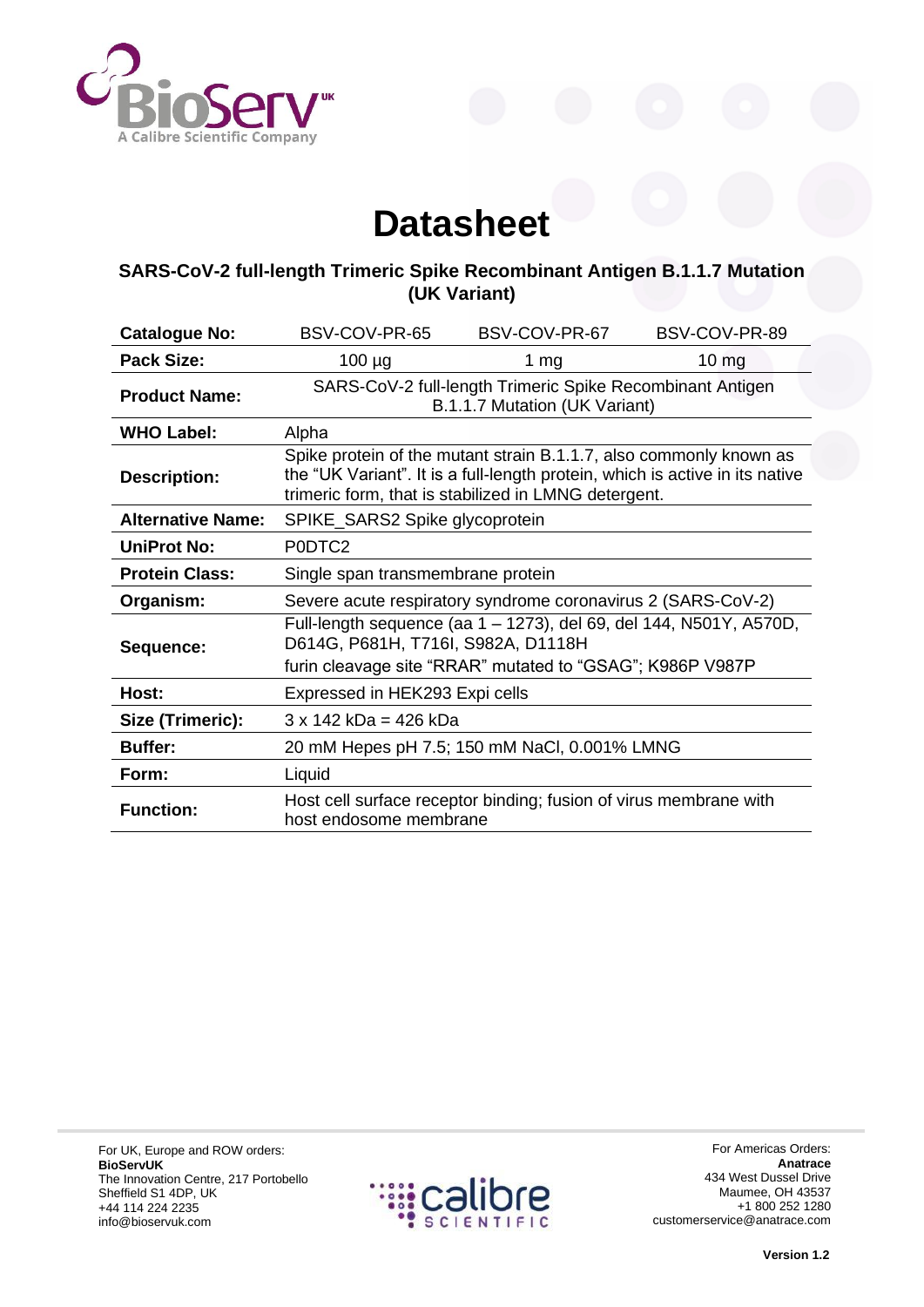# Datasheet

## SARS-CoV-2 full-length Trimeric Spike Recombinant Antigen B.1.1.7 Mutation (UK Variant)

| **Catalogue No:** | BSV-COV-PR-65 | BSV-COV-PR-67 | BSV-COV-PR-89 |
|---|---|---|---|
| **Pack Size:** | 100 µg | 1 mg | 10 mg |
| **Product Name:** | SARS-CoV-2 full-length Trimeric Spike Recombinant Antigen B.1.1.7 Mutation (UK Variant) | | |
| **WHO Label:** | Alpha | | |
| **Description:** | Spike protein of the mutant strain B.1.1.7, also commonly known as the "UK Variant". It is a full-length protein, which is active in its native trimeric form, that is stabilized in LMNG detergent. | | |
| **Alternative Name:** | SPIKE_SARS2 Spike glycoprotein | | |
| **UniProt No:** | P0DTC2 | | |
| **Protein Class:** | Single span transmembrane protein | | |
| **Organism:** | Severe acute respiratory syndrome coronavirus 2 (SARS-CoV-2) | | |
| **Sequence:** | Full-length sequence (aa 1 – 1273), del 69, del 144, N501Y, A570D, D614G, P681H, T716I, S982A, D1118H<br>furin cleavage site "RRAR" mutated to "GSAG"; K986P V987P | | |
| **Host:** | Expressed in HEK293 Expi cells | | |
| **Size (Trimeric):** | 3 x 142 kDa = 426 kDa | | |
| **Buffer:** | 20 mM Hepes pH 7.5; 150 mM NaCl, 0.001% LMNG | | |
| **Form:** | Liquid | | |
| **Function:** | Host cell surface receptor binding; fusion of virus membrane with host endosome membrane | | |

For UK, Europe and ROW orders:
**BioServUK**
The Innovation Centre, 217 Portobello
Sheffield S1 4DP, UK
+44 114 224 2235
info@bioservuk.com

For Americas Orders:
**Anatrace**
434 West Dussel Drive
Maumee, OH 43537
+1 800 252 1280
customerservice@anatrace.com

**Version 1.2**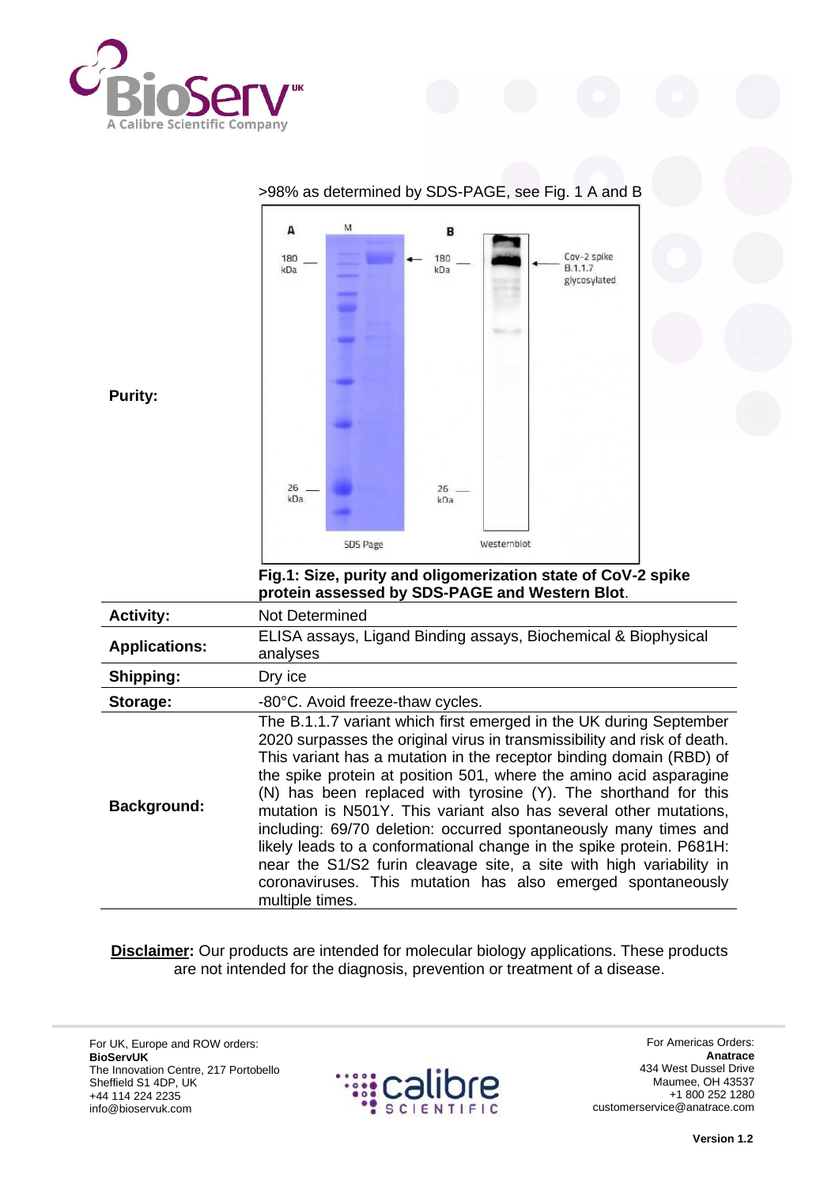| | |
|---|---|
| **Purity:** | >98% as determined by SDS-PAGE, see Fig. 1 A and B |

A
M
180 kDa
26 kDa
SDS Page

B
180 kDa
26 kDa
Cov-2 spike B.1.1.7 glycosylated
Westernblot

**Fig.1: Size, purity and oligomerization state of CoV-2 spike protein assessed by SDS-PAGE and Western Blot**.

| | |
|---|---|
| **Activity:** | Not Determined |
| **Applications:** | ELISA assays, Ligand Binding assays, Biochemical & Biophysical analyses |
| **Shipping:** | Dry ice |
| **Storage:** | -80°C. Avoid freeze-thaw cycles. |
| **Background:** | The B.1.1.7 variant which first emerged in the UK during September 2020 surpasses the original virus in transmissibility and risk of death. This variant has a mutation in the receptor binding domain (RBD) of the spike protein at position 501, where the amino acid asparagine (N) has been replaced with tyrosine (Y). The shorthand for this mutation is N501Y. This variant also has several other mutations, including: 69/70 deletion: occurred spontaneously many times and likely leads to a conformational change in the spike protein. P681H: near the S1/S2 furin cleavage site, a site with high variability in coronaviruses. This mutation has also emerged spontaneously multiple times. |

**Disclaimer:** Our products are intended for molecular biology applications. These products are not intended for the diagnosis, prevention or treatment of a disease.

For UK, Europe and ROW orders:
**BioServUK**
The Innovation Centre, 217 Portobello
Sheffield S1 4DP, UK
+44 114 224 2235
info@bioservuk.com

For Americas Orders:
**Anatrace**
434 West Dussel Drive
Maumee, OH 43537
+1 800 252 1280
customerservice@anatrace.com

**Version 1.2**